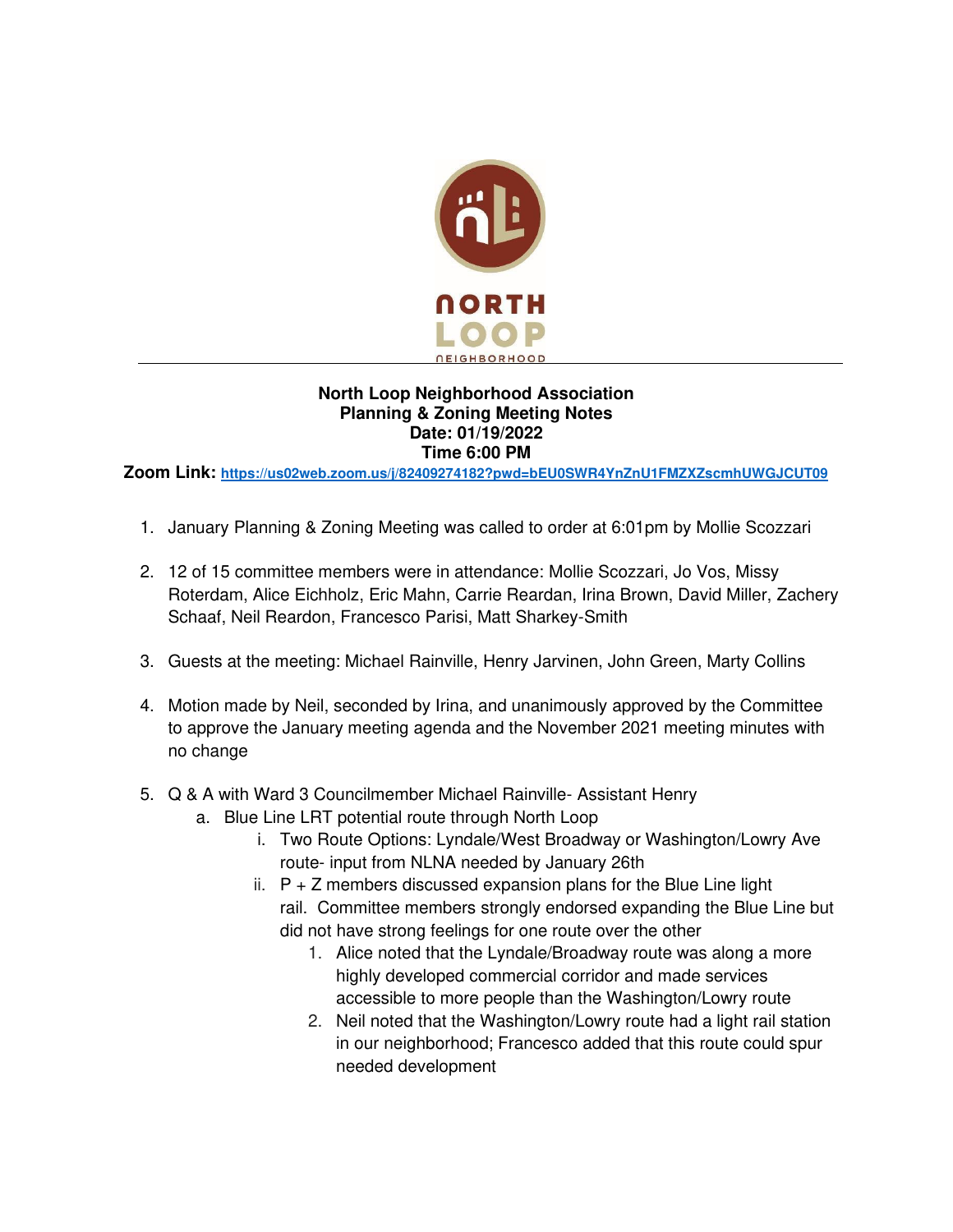NORTH LOOP NEIGHBORHOOD

**North Loop Neighborhood Association**
**Planning & Zoning Meeting Notes**
**Date: 01/19/2022**
**Time 6:00 PM**

**Zoom Link:** https://us02web.zoom.us/j/82409274182?pwd=bEU0SWR4YnZnU1FMZXZscmhUWGJCUT09

1. January Planning & Zoning Meeting was called to order at 6:01pm by Mollie Scozzari
2. 12 of 15 committee members were in attendance: Mollie Scozzari, Jo Vos, Missy Roterdam, Alice Eichholz, Eric Mahn, Carrie Reardan, Irina Brown, David Miller, Zachery Schaaf, Neil Reardon, Francesco Parisi, Matt Sharkey-Smith
3. Guests at the meeting: Michael Rainville, Henry Jarvinen, John Green, Marty Collins
4. Motion made by Neil, seconded by Irina, and unanimously approved by the Committee to approve the January meeting agenda and the November 2021 meeting minutes with no change
5. Q & A with Ward 3 Councilmember Michael Rainville- Assistant Henry
   a. Blue Line LRT potential route through North Loop
      i. Two Route Options: Lyndale/West Broadway or Washington/Lowry Ave route- input from NLNA needed by January 26th
      ii. P + Z members discussed expansion plans for the Blue Line light rail. Committee members strongly endorsed expanding the Blue Line but did not have strong feelings for one route over the other
         1. Alice noted that the Lyndale/Broadway route was along a more highly developed commercial corridor and made services accessible to more people than the Washington/Lowry route
         2. Neil noted that the Washington/Lowry route had a light rail station in our neighborhood; Francesco added that this route could spur needed development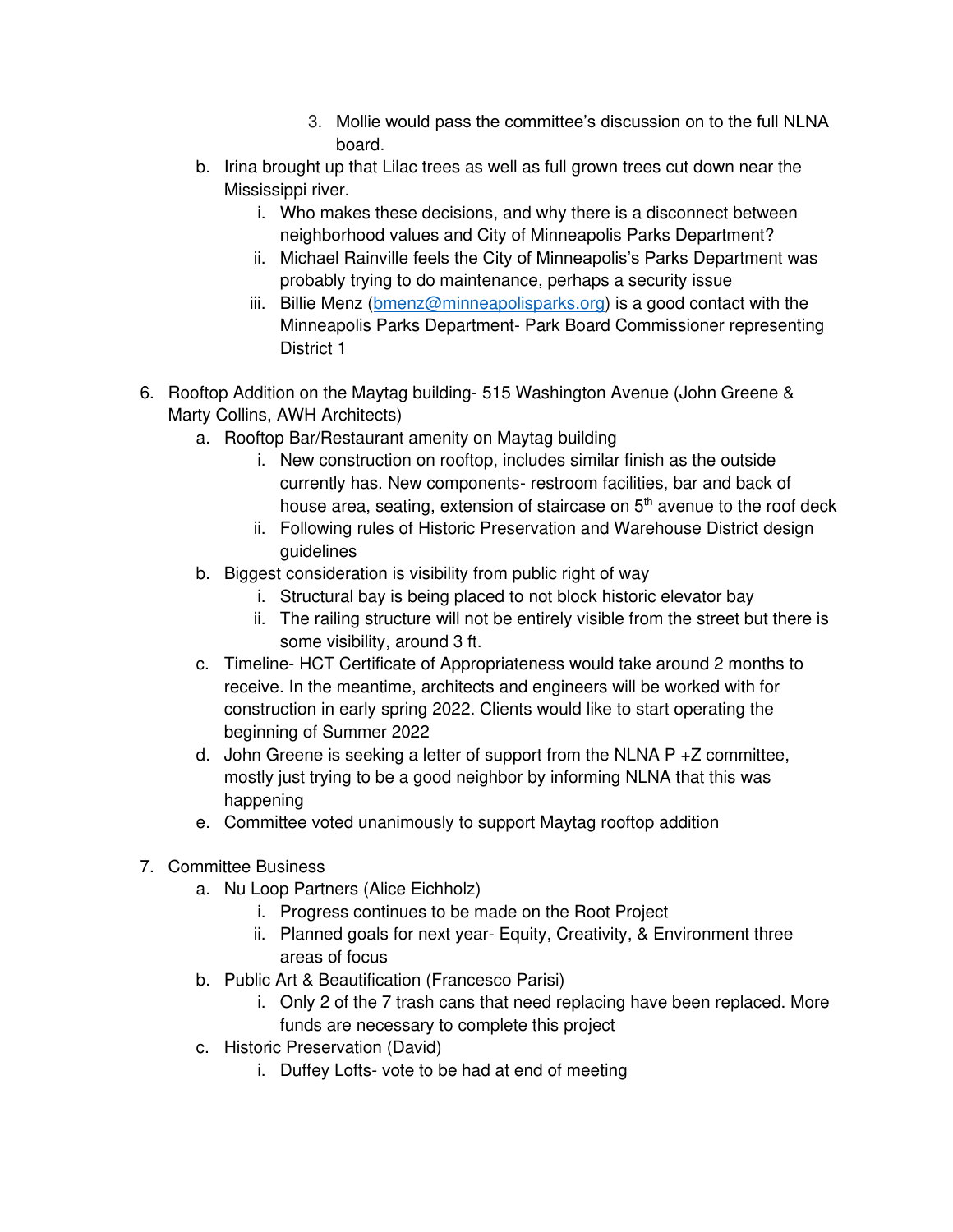3. Mollie would pass the committee's discussion on to the full NLNA board.

   b. Irina brought up that Lilac trees as well as full grown trees cut down near the Mississippi river.
      i. Who makes these decisions, and why there is a disconnect between neighborhood values and City of Minneapolis Parks Department?
      ii. Michael Rainville feels the City of Minneapolis's Parks Department was probably trying to do maintenance, perhaps a security issue
      iii. Billie Menz (bmenz@minneapolisparks.org) is a good contact with the Minneapolis Parks Department- Park Board Commissioner representing District 1

6. Rooftop Addition on the Maytag building- 515 Washington Avenue (John Greene & Marty Collins, AWH Architects)
   a. Rooftop Bar/Restaurant amenity on Maytag building
      i. New construction on rooftop, includes similar finish as the outside currently has. New components- restroom facilities, bar and back of house area, seating, extension of staircase on 5th avenue to the roof deck
      ii. Following rules of Historic Preservation and Warehouse District design guidelines
   b. Biggest consideration is visibility from public right of way
      i. Structural bay is being placed to not block historic elevator bay
      ii. The railing structure will not be entirely visible from the street but there is some visibility, around 3 ft.
   c. Timeline- HCT Certificate of Appropriateness would take around 2 months to receive. In the meantime, architects and engineers will be worked with for construction in early spring 2022. Clients would like to start operating the beginning of Summer 2022
   d. John Greene is seeking a letter of support from the NLNA P +Z committee, mostly just trying to be a good neighbor by informing NLNA that this was happening
   e. Committee voted unanimously to support Maytag rooftop addition

7. Committee Business
   a. Nu Loop Partners (Alice Eichholz)
      i. Progress continues to be made on the Root Project
      ii. Planned goals for next year- Equity, Creativity, & Environment three areas of focus
   b. Public Art & Beautification (Francesco Parisi)
      i. Only 2 of the 7 trash cans that need replacing have been replaced. More funds are necessary to complete this project
   c. Historic Preservation (David)
      i. Duffey Lofts- vote to be had at end of meeting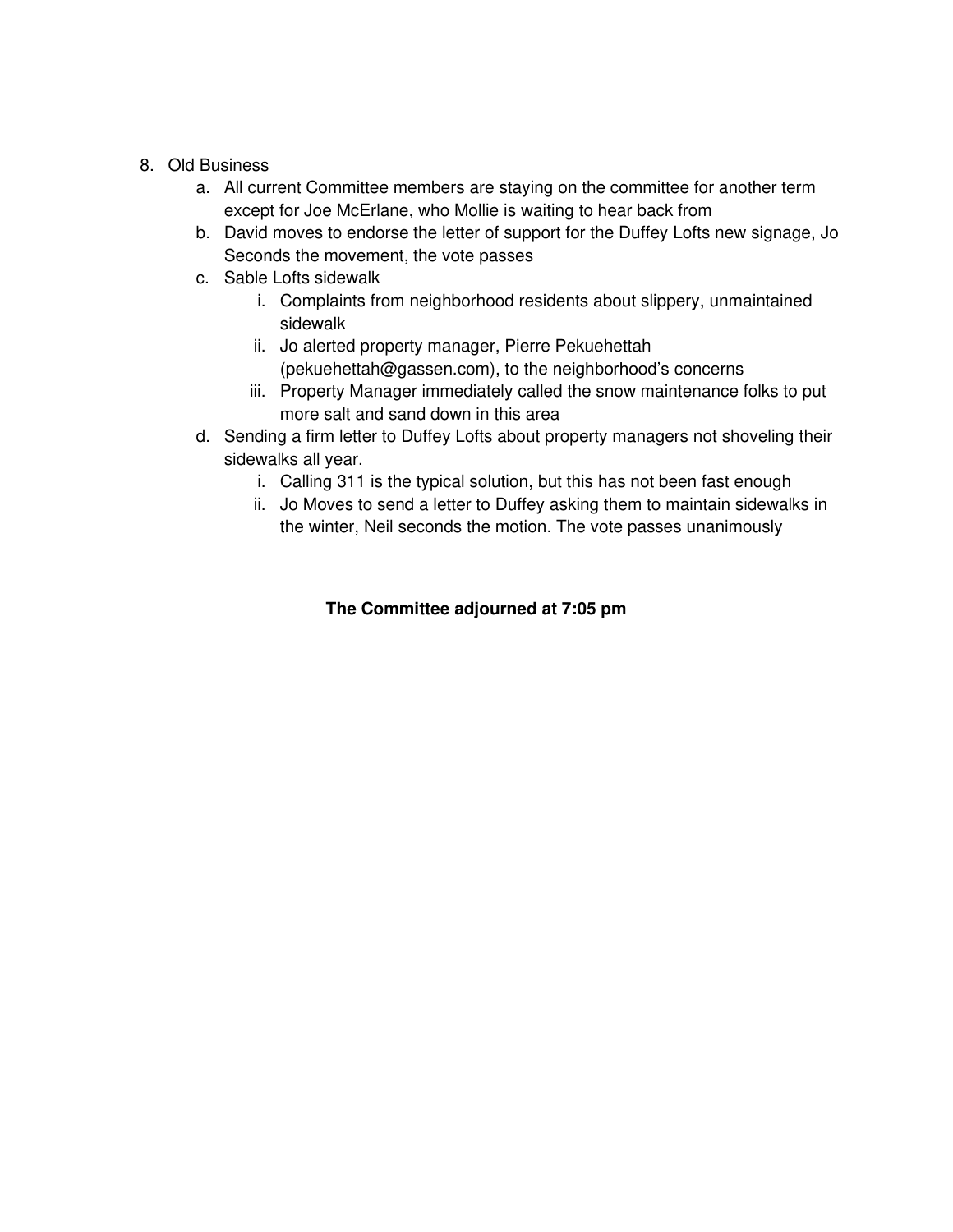8. Old Business
    a. All current Committee members are staying on the committee for another term except for Joe McErlane, who Mollie is waiting to hear back from
    b. David moves to endorse the letter of support for the Duffey Lofts new signage, Jo Seconds the movement, the vote passes
    c. Sable Lofts sidewalk
        i. Complaints from neighborhood residents about slippery, unmaintained sidewalk
        ii. Jo alerted property manager, Pierre Pekuehettah (pekuehettah@gassen.com), to the neighborhood's concerns
        iii. Property Manager immediately called the snow maintenance folks to put more salt and sand down in this area
    d. Sending a firm letter to Duffey Lofts about property managers not shoveling their sidewalks all year.
        i. Calling 311 is the typical solution, but this has not been fast enough
        ii. Jo Moves to send a letter to Duffey asking them to maintain sidewalks in the winter, Neil seconds the motion. The vote passes unanimously

**The Committee adjourned at 7:05 pm**